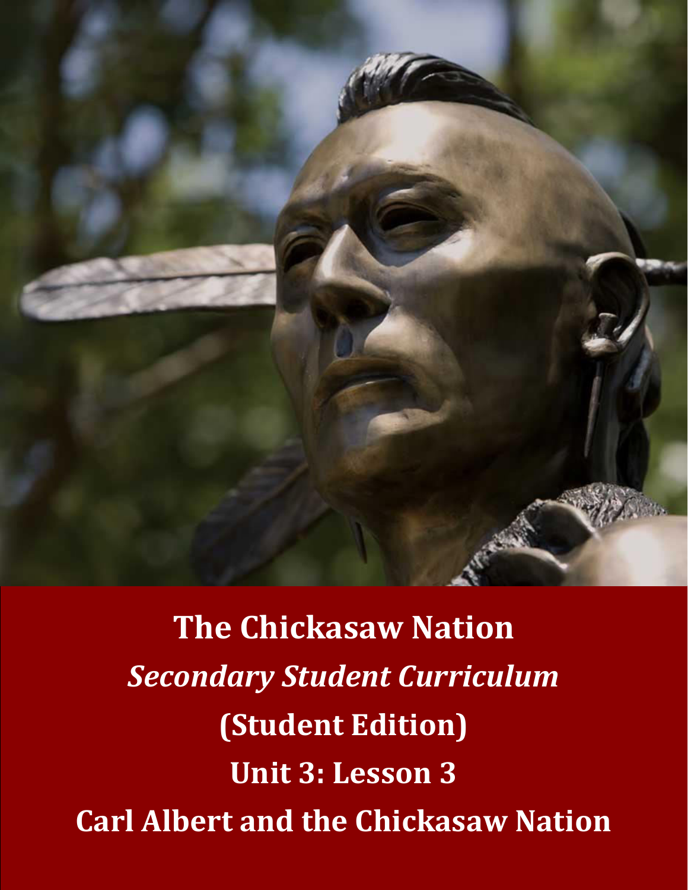# The Chickasaw Nation

## *Secondary Student Curriculum*

## (Student Edition)

## Unit 3: Lesson 3

## Carl Albert and the Chickasaw Nation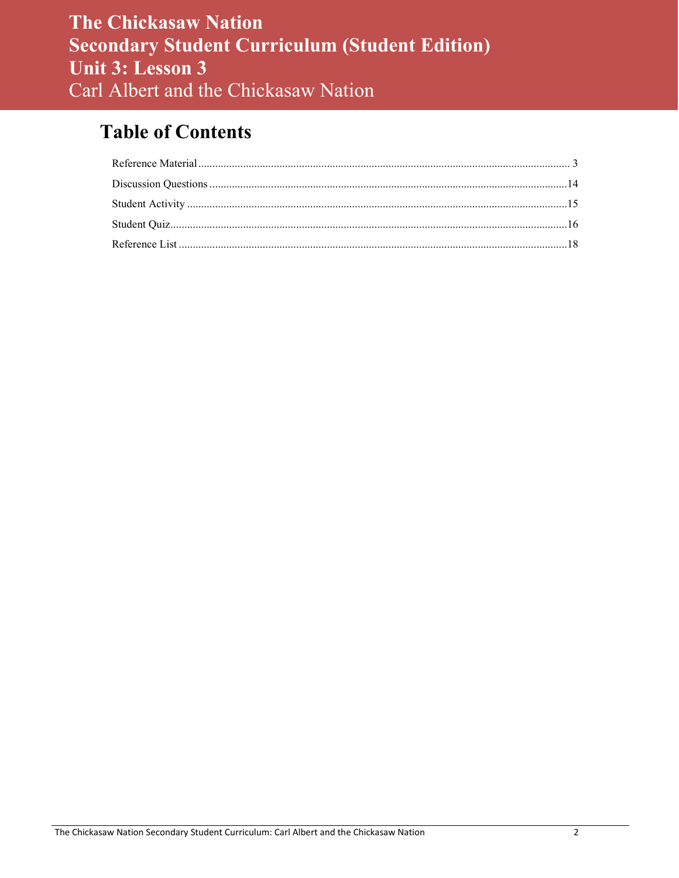# The Chickasaw Nation
# Secondary Student Curriculum (Student Edition)
# Unit 3: Lesson 3
## Carl Albert and the Chickasaw Nation

## Table of Contents

Reference Material ........ 3

Discussion Questions ........ 14

Student Activity ........ 15

Student Quiz ........ 16

Reference List ........ 18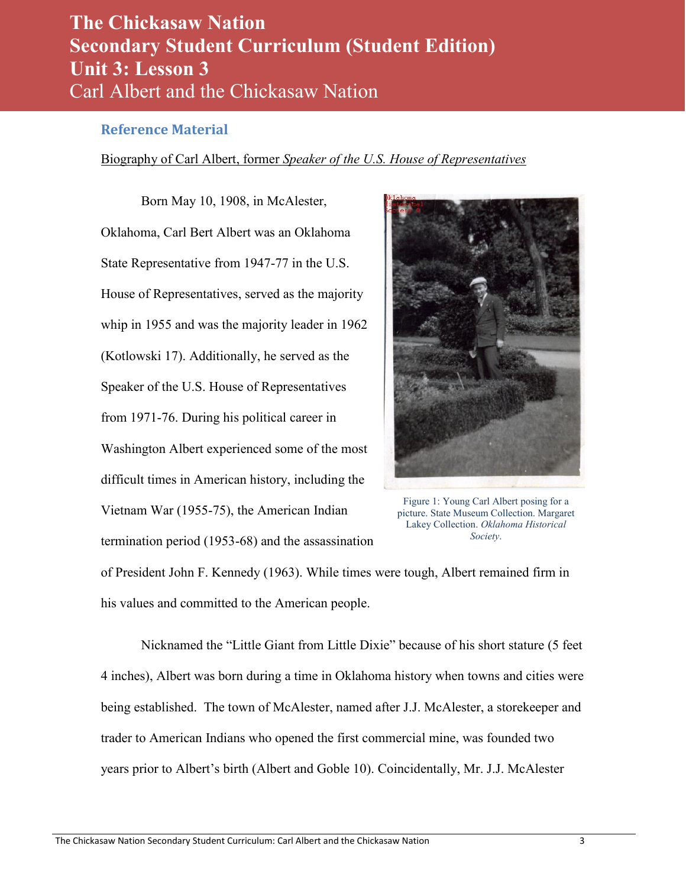# The Chickasaw Nation
# Secondary Student Curriculum (Student Edition)
# Unit 3: Lesson 3
## Carl Albert and the Chickasaw Nation

### Reference Material

Biography of Carl Albert, former *Speaker of the U.S. House of Representatives*

Born May 10, 1908, in McAlester, Oklahoma, Carl Bert Albert was an Oklahoma State Representative from 1947-77 in the U.S. House of Representatives, served as the majority whip in 1955 and was the majority leader in 1962 (Kotlowski 17). Additionally, he served as the Speaker of the U.S. House of Representatives from 1971-76. During his political career in Washington Albert experienced some of the most difficult times in American history, including the Vietnam War (1955-75), the American Indian termination period (1953-68) and the assassination of President John F. Kennedy (1963). While times were tough, Albert remained firm in his values and committed to the American people.

Figure 1: Young Carl Albert posing for a picture. State Museum Collection. Margaret Lakey Collection. *Oklahoma Historical Society*.

Nicknamed the "Little Giant from Little Dixie" because of his short stature (5 feet 4 inches), Albert was born during a time in Oklahoma history when towns and cities were being established. The town of McAlester, named after J.J. McAlester, a storekeeper and trader to American Indians who opened the first commercial mine, was founded two years prior to Albert's birth (Albert and Goble 10). Coincidentally, Mr. J.J. McAlester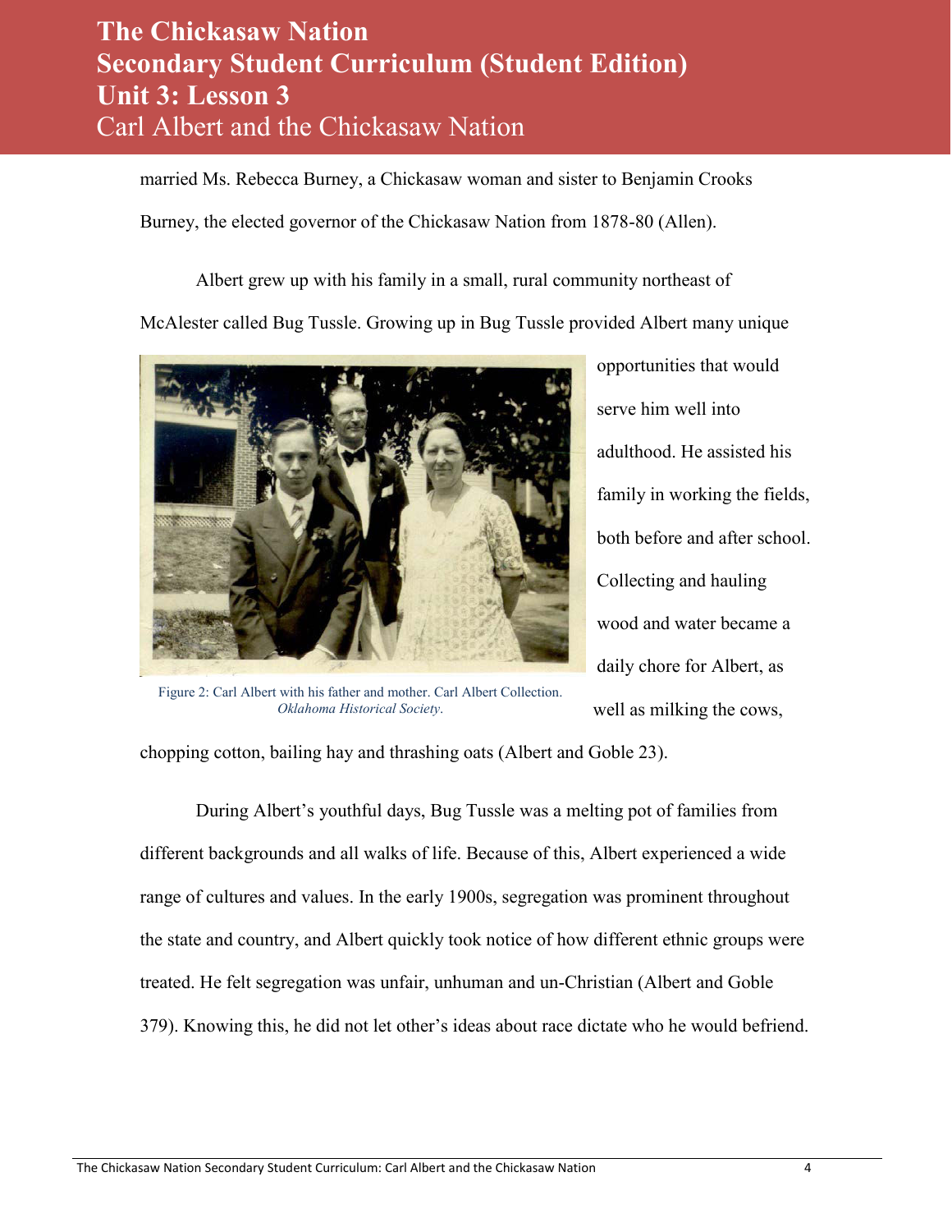married Ms. Rebecca Burney, a Chickasaw woman and sister to Benjamin Crooks Burney, the elected governor of the Chickasaw Nation from 1878-80 (Allen).

Albert grew up with his family in a small, rural community northeast of McAlester called Bug Tussle. Growing up in Bug Tussle provided Albert many unique opportunities that would serve him well into adulthood. He assisted his family in working the fields, both before and after school. Collecting and hauling wood and water became a daily chore for Albert, as well as milking the cows, chopping cotton, bailing hay and thrashing oats (Albert and Goble 23).

Figure 2: Carl Albert with his father and mother. Carl Albert Collection. *Oklahoma Historical Society*.

During Albert's youthful days, Bug Tussle was a melting pot of families from different backgrounds and all walks of life. Because of this, Albert experienced a wide range of cultures and values. In the early 1900s, segregation was prominent throughout the state and country, and Albert quickly took notice of how different ethnic groups were treated. He felt segregation was unfair, unhuman and un-Christian (Albert and Goble 379). Knowing this, he did not let other's ideas about race dictate who he would befriend.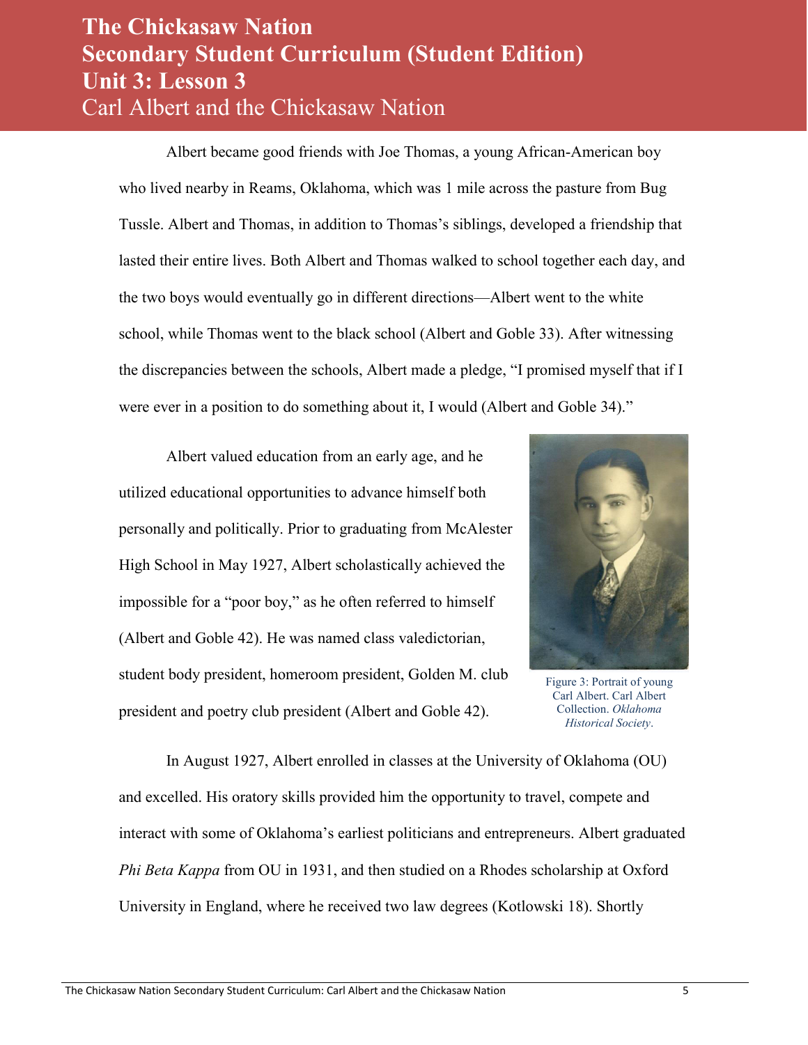Albert became good friends with Joe Thomas, a young African-American boy who lived nearby in Reams, Oklahoma, which was 1 mile across the pasture from Bug Tussle. Albert and Thomas, in addition to Thomas's siblings, developed a friendship that lasted their entire lives. Both Albert and Thomas walked to school together each day, and the two boys would eventually go in different directions—Albert went to the white school, while Thomas went to the black school (Albert and Goble 33). After witnessing the discrepancies between the schools, Albert made a pledge, "I promised myself that if I were ever in a position to do something about it, I would (Albert and Goble 34)."

Albert valued education from an early age, and he utilized educational opportunities to advance himself both personally and politically. Prior to graduating from McAlester High School in May 1927, Albert scholastically achieved the impossible for a "poor boy," as he often referred to himself (Albert and Goble 42). He was named class valedictorian, student body president, homeroom president, Golden M. club president and poetry club president (Albert and Goble 42).

Figure 3: Portrait of young Carl Albert. Carl Albert Collection. *Oklahoma Historical Society*.

In August 1927, Albert enrolled in classes at the University of Oklahoma (OU) and excelled. His oratory skills provided him the opportunity to travel, compete and interact with some of Oklahoma's earliest politicians and entrepreneurs. Albert graduated *Phi Beta Kappa* from OU in 1931, and then studied on a Rhodes scholarship at Oxford University in England, where he received two law degrees (Kotlowski 18). Shortly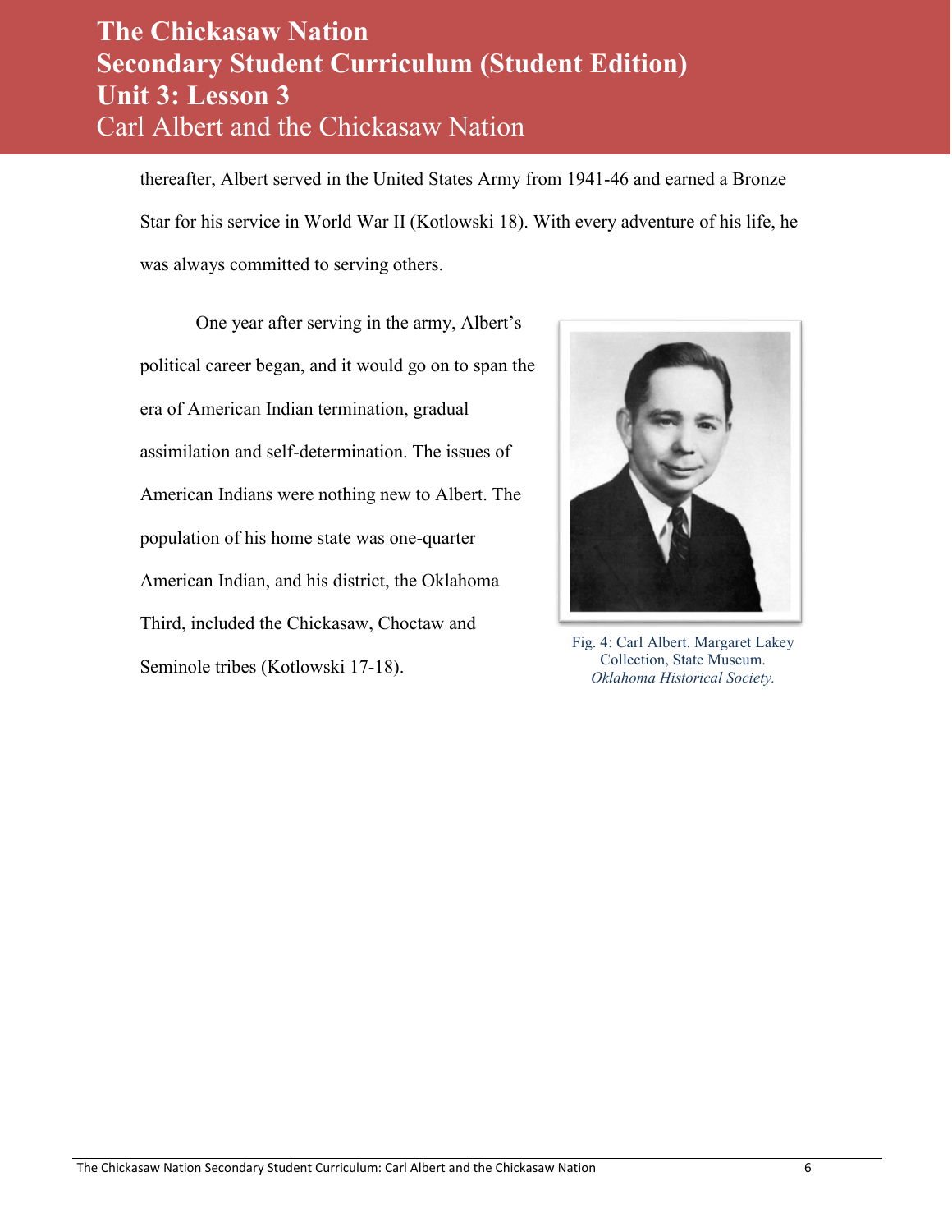thereafter, Albert served in the United States Army from 1941-46 and earned a Bronze Star for his service in World War II (Kotlowski 18). With every adventure of his life, he was always committed to serving others.

One year after serving in the army, Albert's political career began, and it would go on to span the era of American Indian termination, gradual assimilation and self-determination. The issues of American Indians were nothing new to Albert. The population of his home state was one-quarter American Indian, and his district, the Oklahoma Third, included the Chickasaw, Choctaw and Seminole tribes (Kotlowski 17-18).

Fig. 4: Carl Albert. Margaret Lakey Collection, State Museum. *Oklahoma Historical Society.*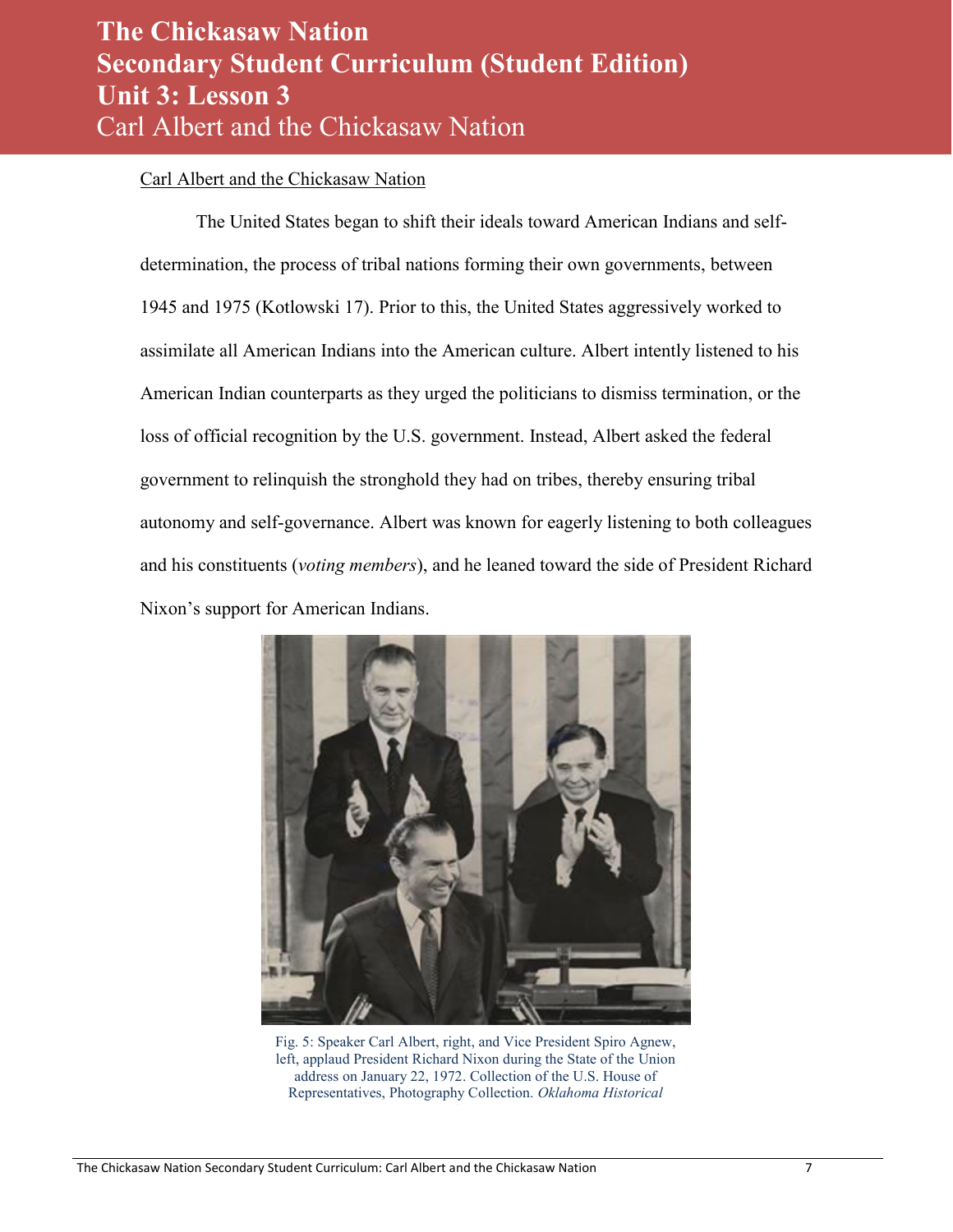# The Chickasaw Nation
# Secondary Student Curriculum (Student Edition)
# Unit 3: Lesson 3
## Carl Albert and the Chickasaw Nation

Carl Albert and the Chickasaw Nation

The United States began to shift their ideals toward American Indians and self-determination, the process of tribal nations forming their own governments, between 1945 and 1975 (Kotlowski 17). Prior to this, the United States aggressively worked to assimilate all American Indians into the American culture. Albert intently listened to his American Indian counterparts as they urged the politicians to dismiss termination, or the loss of official recognition by the U.S. government. Instead, Albert asked the federal government to relinquish the stronghold they had on tribes, thereby ensuring tribal autonomy and self-governance. Albert was known for eagerly listening to both colleagues and his constituents (*voting members*), and he leaned toward the side of President Richard Nixon's support for American Indians.

Fig. 5: Speaker Carl Albert, right, and Vice President Spiro Agnew, left, applaud President Richard Nixon during the State of the Union address on January 22, 1972. Collection of the U.S. House of Representatives, Photography Collection. *Oklahoma Historical*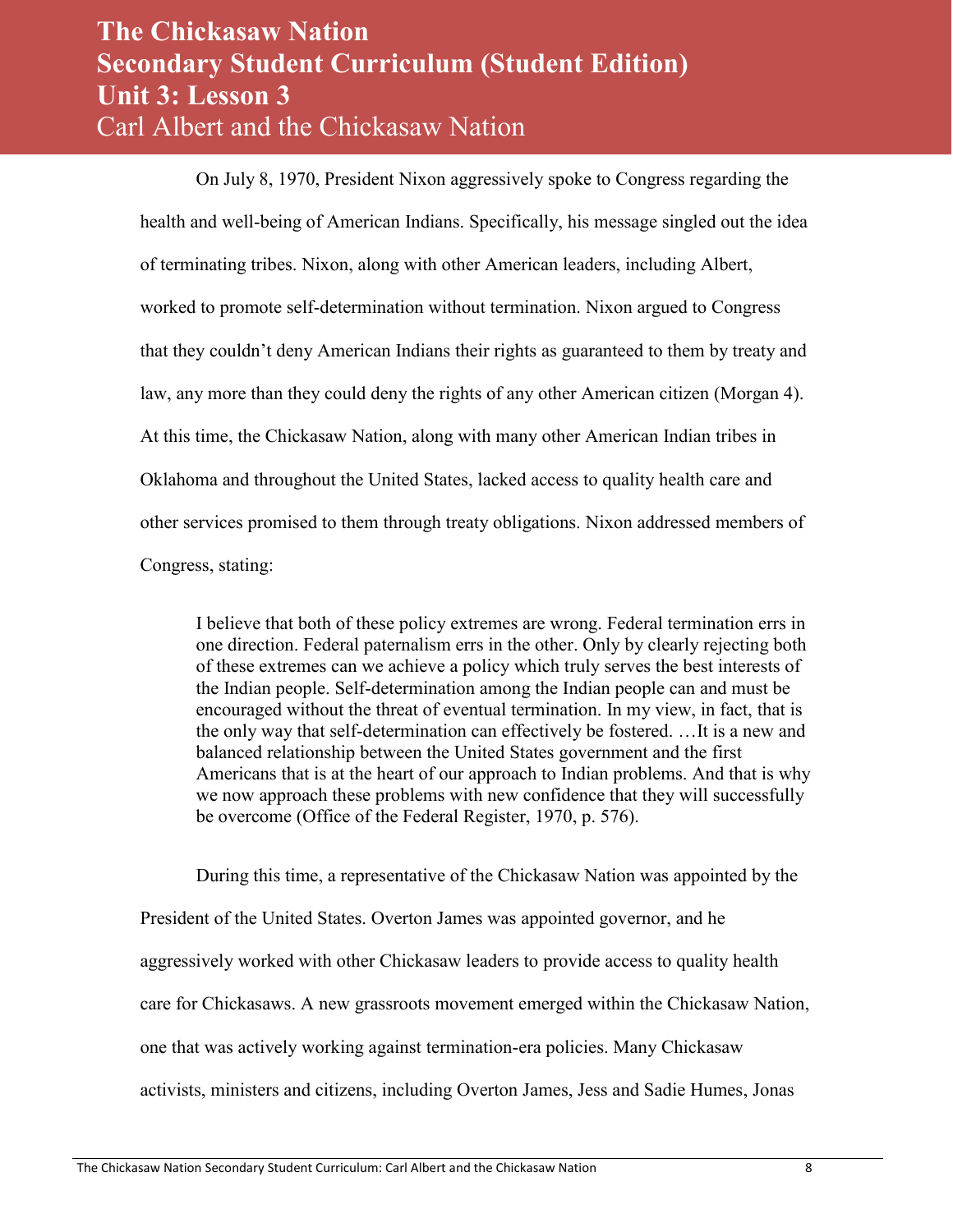On July 8, 1970, President Nixon aggressively spoke to Congress regarding the health and well-being of American Indians. Specifically, his message singled out the idea of terminating tribes. Nixon, along with other American leaders, including Albert, worked to promote self-determination without termination. Nixon argued to Congress that they couldn't deny American Indians their rights as guaranteed to them by treaty and law, any more than they could deny the rights of any other American citizen (Morgan 4). At this time, the Chickasaw Nation, along with many other American Indian tribes in Oklahoma and throughout the United States, lacked access to quality health care and other services promised to them through treaty obligations. Nixon addressed members of Congress, stating:

> I believe that both of these policy extremes are wrong. Federal termination errs in one direction. Federal paternalism errs in the other. Only by clearly rejecting both of these extremes can we achieve a policy which truly serves the best interests of the Indian people. Self-determination among the Indian people can and must be encouraged without the threat of eventual termination. In my view, in fact, that is the only way that self-determination can effectively be fostered. …It is a new and balanced relationship between the United States government and the first Americans that is at the heart of our approach to Indian problems. And that is why we now approach these problems with new confidence that they will successfully be overcome (Office of the Federal Register, 1970, p. 576).

During this time, a representative of the Chickasaw Nation was appointed by the President of the United States. Overton James was appointed governor, and he aggressively worked with other Chickasaw leaders to provide access to quality health care for Chickasaws. A new grassroots movement emerged within the Chickasaw Nation, one that was actively working against termination-era policies. Many Chickasaw activists, ministers and citizens, including Overton James, Jess and Sadie Humes, Jonas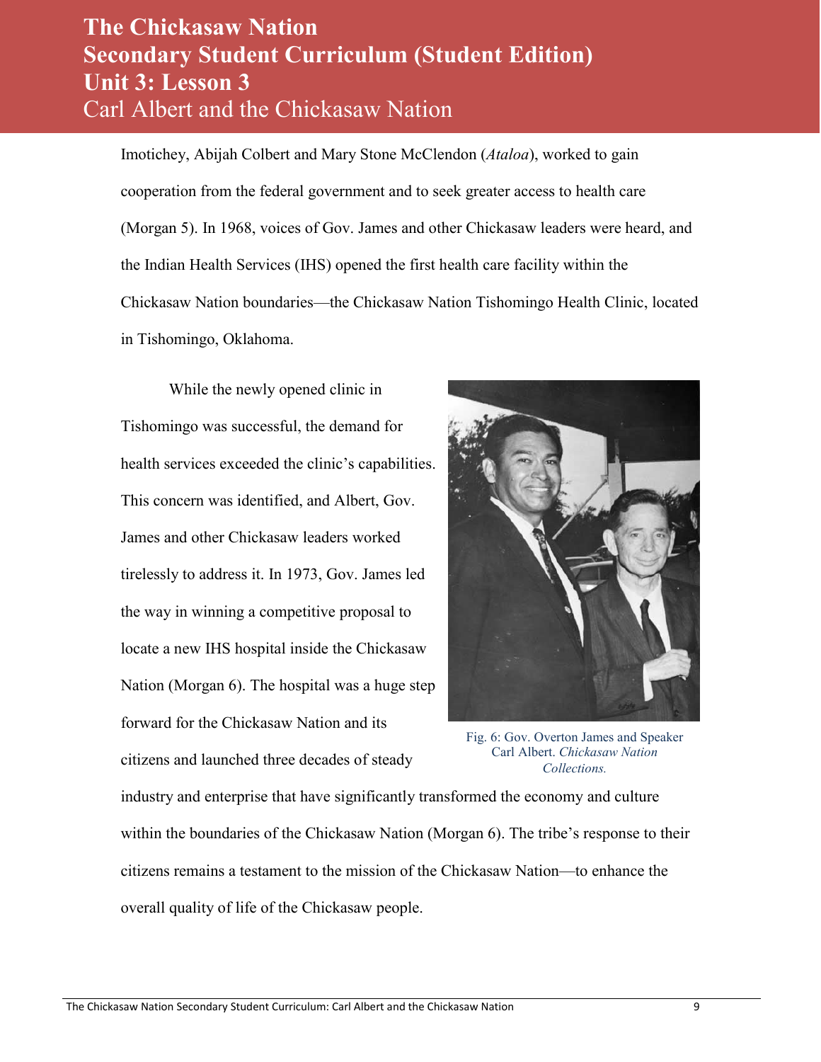Imotichey, Abijah Colbert and Mary Stone McClendon (*Ataloa*), worked to gain cooperation from the federal government and to seek greater access to health care (Morgan 5). In 1968, voices of Gov. James and other Chickasaw leaders were heard, and the Indian Health Services (IHS) opened the first health care facility within the Chickasaw Nation boundaries—the Chickasaw Nation Tishomingo Health Clinic, located in Tishomingo, Oklahoma.

While the newly opened clinic in Tishomingo was successful, the demand for health services exceeded the clinic's capabilities. This concern was identified, and Albert, Gov. James and other Chickasaw leaders worked tirelessly to address it. In 1973, Gov. James led the way in winning a competitive proposal to locate a new IHS hospital inside the Chickasaw Nation (Morgan 6). The hospital was a huge step forward for the Chickasaw Nation and its citizens and launched three decades of steady industry and enterprise that have significantly transformed the economy and culture within the boundaries of the Chickasaw Nation (Morgan 6). The tribe's response to their citizens remains a testament to the mission of the Chickasaw Nation—to enhance the overall quality of life of the Chickasaw people.

Fig. 6: Gov. Overton James and Speaker Carl Albert. *Chickasaw Nation Collections.*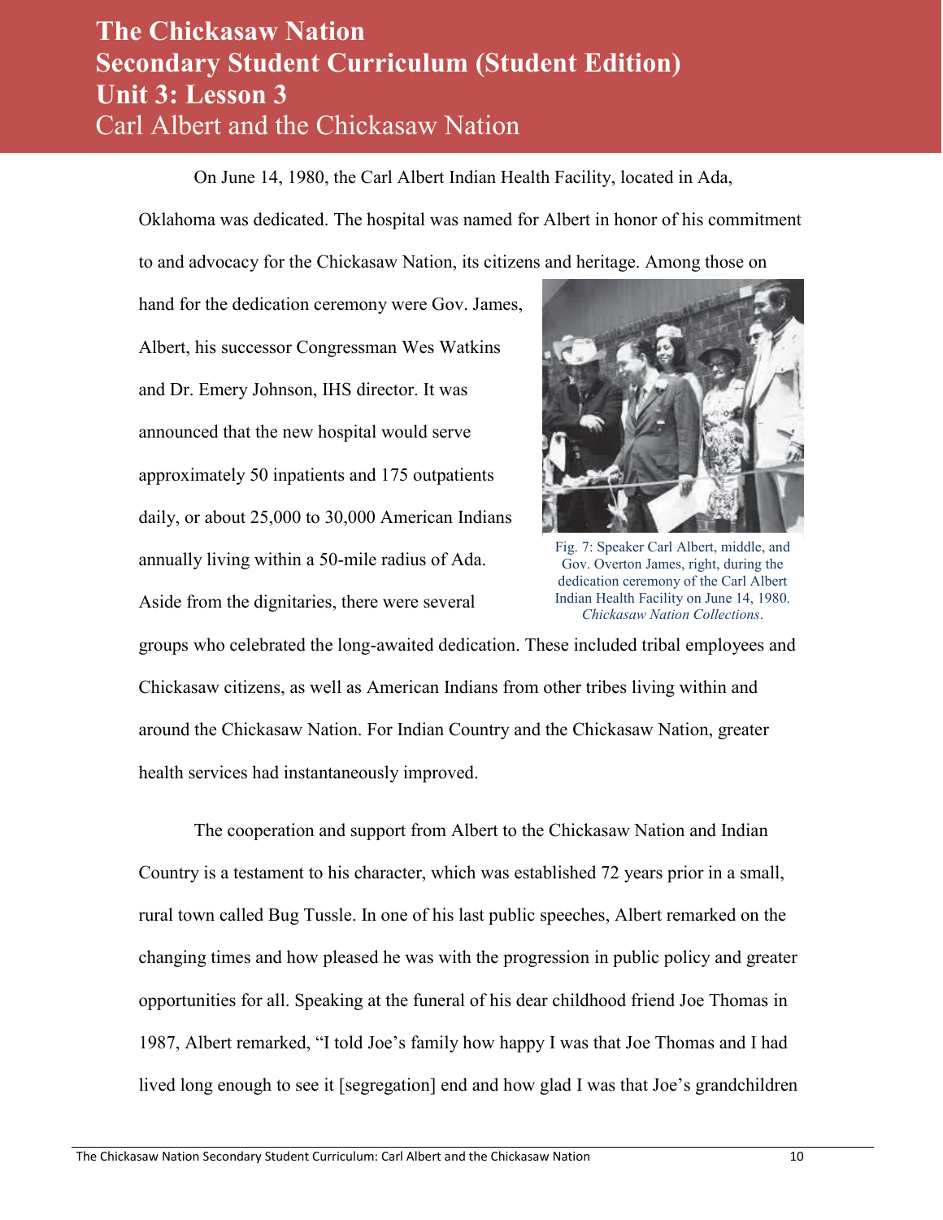On June 14, 1980, the Carl Albert Indian Health Facility, located in Ada, Oklahoma was dedicated. The hospital was named for Albert in honor of his commitment to and advocacy for the Chickasaw Nation, its citizens and heritage. Among those on hand for the dedication ceremony were Gov. James, Albert, his successor Congressman Wes Watkins and Dr. Emery Johnson, IHS director. It was announced that the new hospital would serve approximately 50 inpatients and 175 outpatients daily, or about 25,000 to 30,000 American Indians annually living within a 50-mile radius of Ada. Aside from the dignitaries, there were several groups who celebrated the long-awaited dedication. These included tribal employees and Chickasaw citizens, as well as American Indians from other tribes living within and around the Chickasaw Nation. For Indian Country and the Chickasaw Nation, greater health services had instantaneously improved.

Fig. 7: Speaker Carl Albert, middle, and Gov. Overton James, right, during the dedication ceremony of the Carl Albert Indian Health Facility on June 14, 1980. *Chickasaw Nation Collections*.

The cooperation and support from Albert to the Chickasaw Nation and Indian Country is a testament to his character, which was established 72 years prior in a small, rural town called Bug Tussle. In one of his last public speeches, Albert remarked on the changing times and how pleased he was with the progression in public policy and greater opportunities for all. Speaking at the funeral of his dear childhood friend Joe Thomas in 1987, Albert remarked, "I told Joe's family how happy I was that Joe Thomas and I had lived long enough to see it [segregation] end and how glad I was that Joe's grandchildren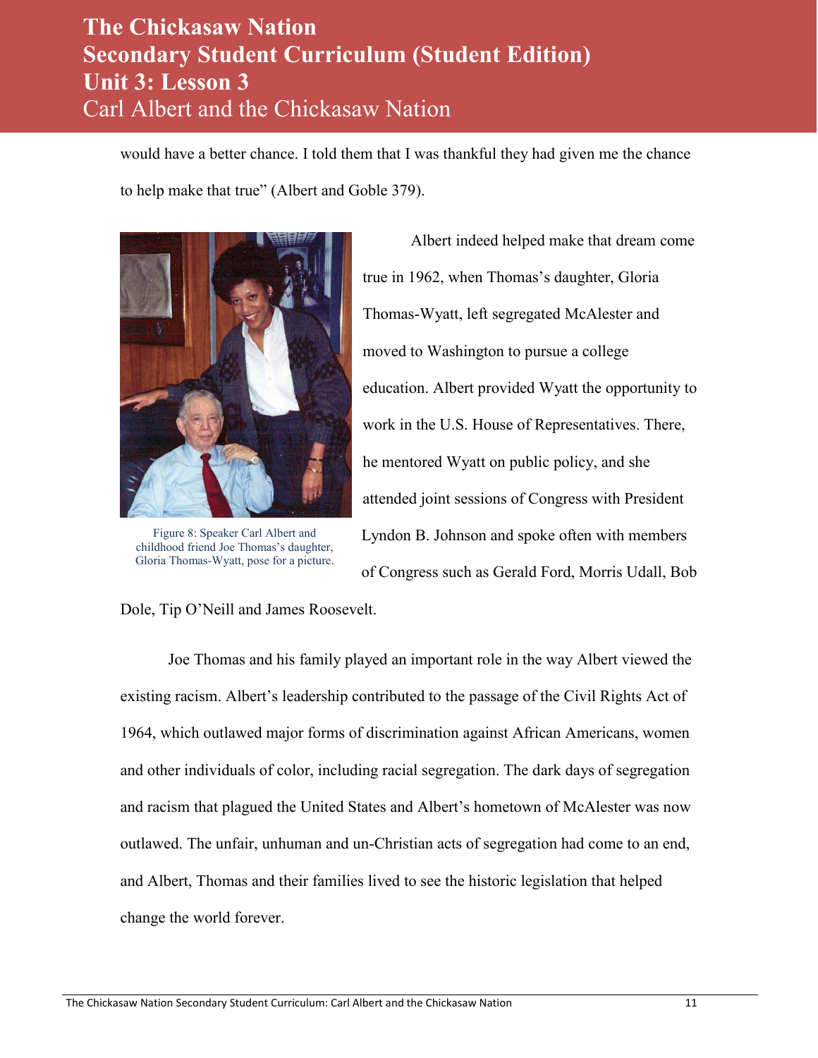would have a better chance. I told them that I was thankful they had given me the chance to help make that true" (Albert and Goble 379).

Figure 8: Speaker Carl Albert and childhood friend Joe Thomas's daughter, Gloria Thomas-Wyatt, pose for a picture.

Albert indeed helped make that dream come true in 1962, when Thomas's daughter, Gloria Thomas-Wyatt, left segregated McAlester and moved to Washington to pursue a college education. Albert provided Wyatt the opportunity to work in the U.S. House of Representatives. There, he mentored Wyatt on public policy, and she attended joint sessions of Congress with President Lyndon B. Johnson and spoke often with members of Congress such as Gerald Ford, Morris Udall, Bob Dole, Tip O'Neill and James Roosevelt.

Joe Thomas and his family played an important role in the way Albert viewed the existing racism. Albert's leadership contributed to the passage of the Civil Rights Act of 1964, which outlawed major forms of discrimination against African Americans, women and other individuals of color, including racial segregation. The dark days of segregation and racism that plagued the United States and Albert's hometown of McAlester was now outlawed. The unfair, unhuman and un-Christian acts of segregation had come to an end, and Albert, Thomas and their families lived to see the historic legislation that helped change the world forever.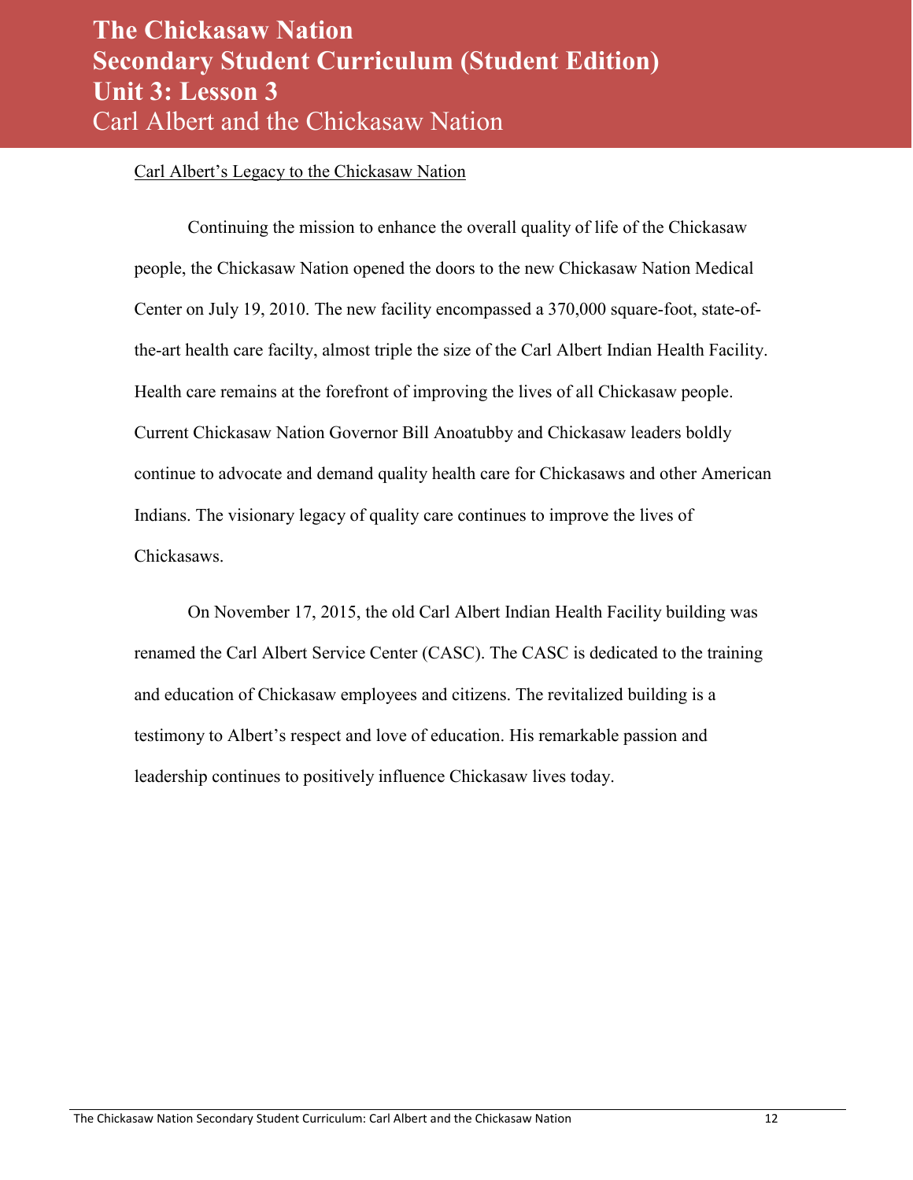Carl Albert's Legacy to the Chickasaw Nation

Continuing the mission to enhance the overall quality of life of the Chickasaw people, the Chickasaw Nation opened the doors to the new Chickasaw Nation Medical Center on July 19, 2010. The new facility encompassed a 370,000 square-foot, state-of-the-art health care facilty, almost triple the size of the Carl Albert Indian Health Facility. Health care remains at the forefront of improving the lives of all Chickasaw people. Current Chickasaw Nation Governor Bill Anoatubby and Chickasaw leaders boldly continue to advocate and demand quality health care for Chickasaws and other American Indians. The visionary legacy of quality care continues to improve the lives of Chickasaws.

On November 17, 2015, the old Carl Albert Indian Health Facility building was renamed the Carl Albert Service Center (CASC). The CASC is dedicated to the training and education of Chickasaw employees and citizens. The revitalized building is a testimony to Albert's respect and love of education. His remarkable passion and leadership continues to positively influence Chickasaw lives today.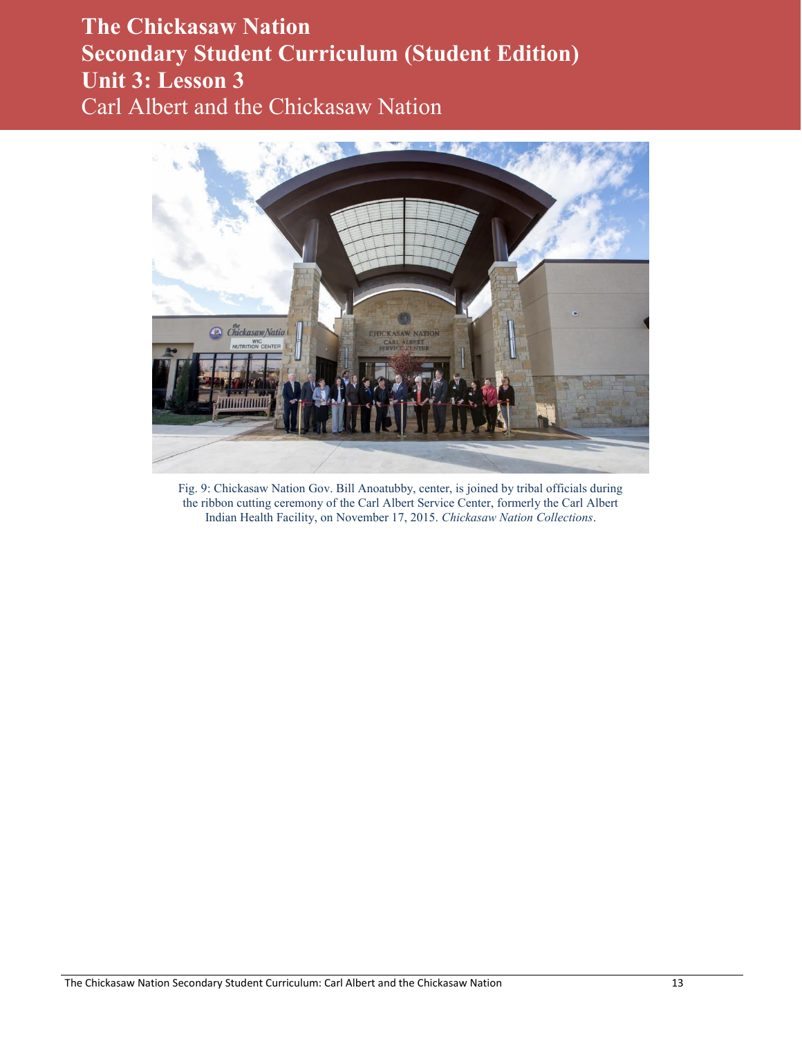Fig. 9: Chickasaw Nation Gov. Bill Anoatubby, center, is joined by tribal officials during the ribbon cutting ceremony of the Carl Albert Service Center, formerly the Carl Albert Indian Health Facility, on November 17, 2015. *Chickasaw Nation Collections*.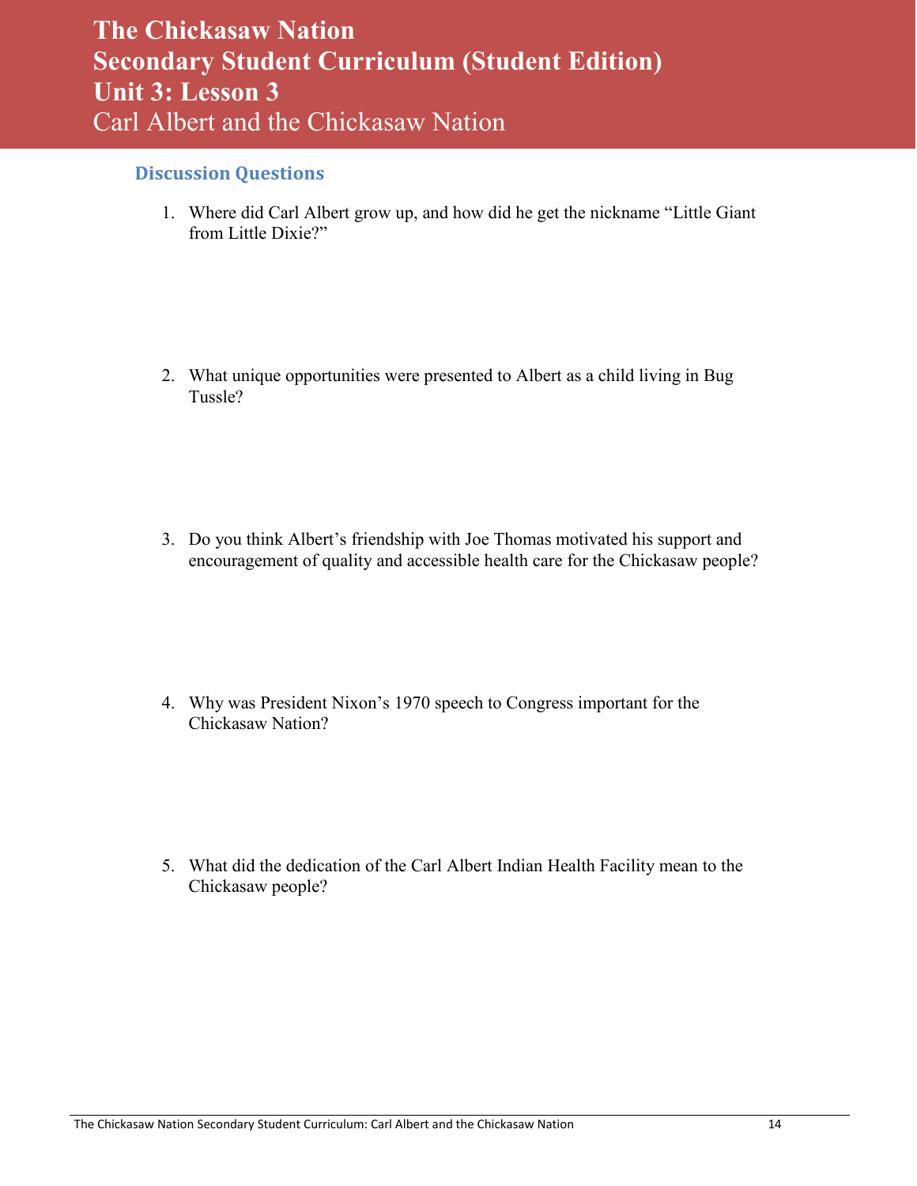# The Chickasaw Nation
# Secondary Student Curriculum (Student Edition)
# Unit 3: Lesson 3
# Carl Albert and the Chickasaw Nation

## Discussion Questions

1. Where did Carl Albert grow up, and how did he get the nickname "Little Giant from Little Dixie?"

2. What unique opportunities were presented to Albert as a child living in Bug Tussle?

3. Do you think Albert's friendship with Joe Thomas motivated his support and encouragement of quality and accessible health care for the Chickasaw people?

4. Why was President Nixon's 1970 speech to Congress important for the Chickasaw Nation?

5. What did the dedication of the Carl Albert Indian Health Facility mean to the Chickasaw people?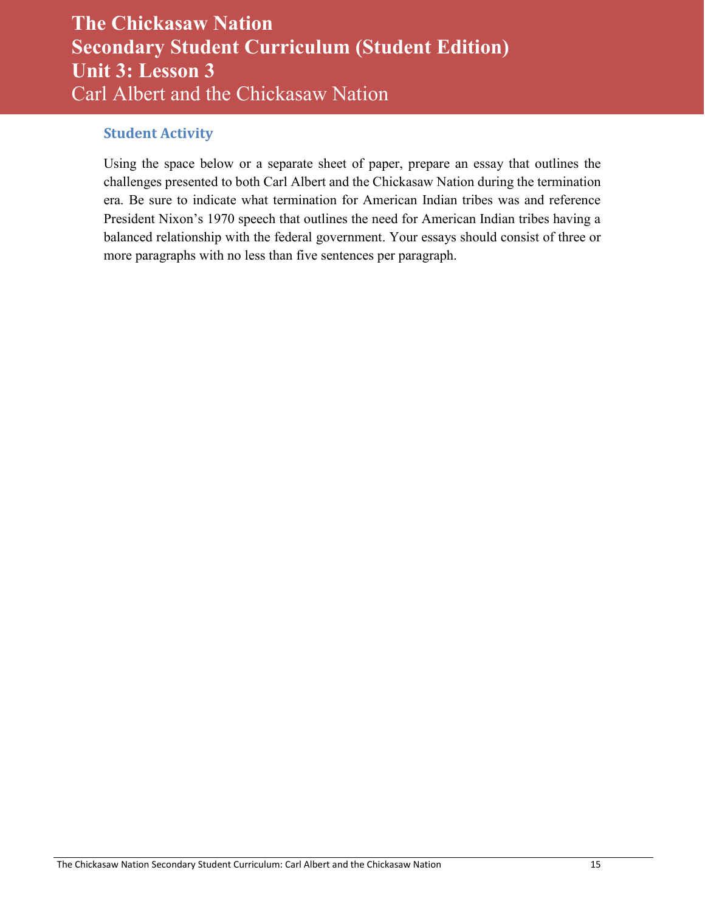# The Chickasaw Nation
# Secondary Student Curriculum (Student Edition)
# Unit 3: Lesson 3
## Carl Albert and the Chickasaw Nation

### Student Activity

Using the space below or a separate sheet of paper, prepare an essay that outlines the challenges presented to both Carl Albert and the Chickasaw Nation during the termination era. Be sure to indicate what termination for American Indian tribes was and reference President Nixon's 1970 speech that outlines the need for American Indian tribes having a balanced relationship with the federal government. Your essays should consist of three or more paragraphs with no less than five sentences per paragraph.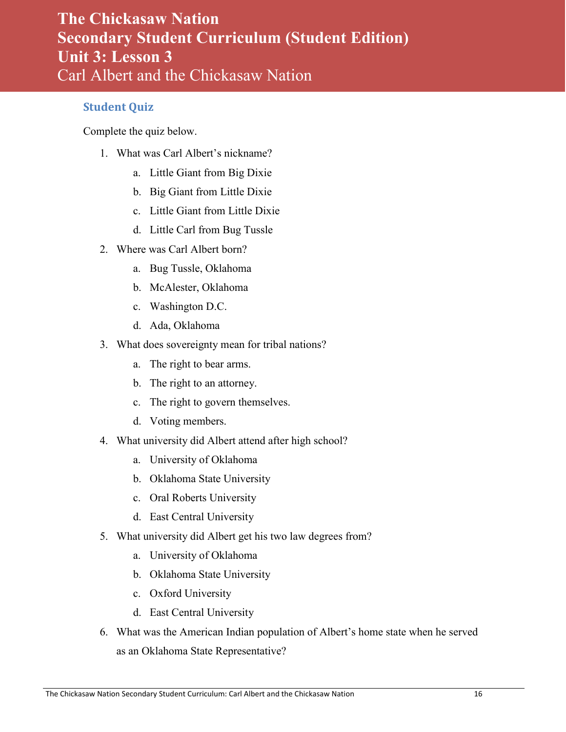# The Chickasaw Nation
# Secondary Student Curriculum (Student Edition)
# Unit 3: Lesson 3
## Carl Albert and the Chickasaw Nation

### Student Quiz

Complete the quiz below.

1. What was Carl Albert's nickname?
   a. Little Giant from Big Dixie
   b. Big Giant from Little Dixie
   c. Little Giant from Little Dixie
   d. Little Carl from Bug Tussle
2. Where was Carl Albert born?
   a. Bug Tussle, Oklahoma
   b. McAlester, Oklahoma
   c. Washington D.C.
   d. Ada, Oklahoma
3. What does sovereignty mean for tribal nations?
   a. The right to bear arms.
   b. The right to an attorney.
   c. The right to govern themselves.
   d. Voting members.
4. What university did Albert attend after high school?
   a. University of Oklahoma
   b. Oklahoma State University
   c. Oral Roberts University
   d. East Central University
5. What university did Albert get his two law degrees from?
   a. University of Oklahoma
   b. Oklahoma State University
   c. Oxford University
   d. East Central University
6. What was the American Indian population of Albert's home state when he served as an Oklahoma State Representative?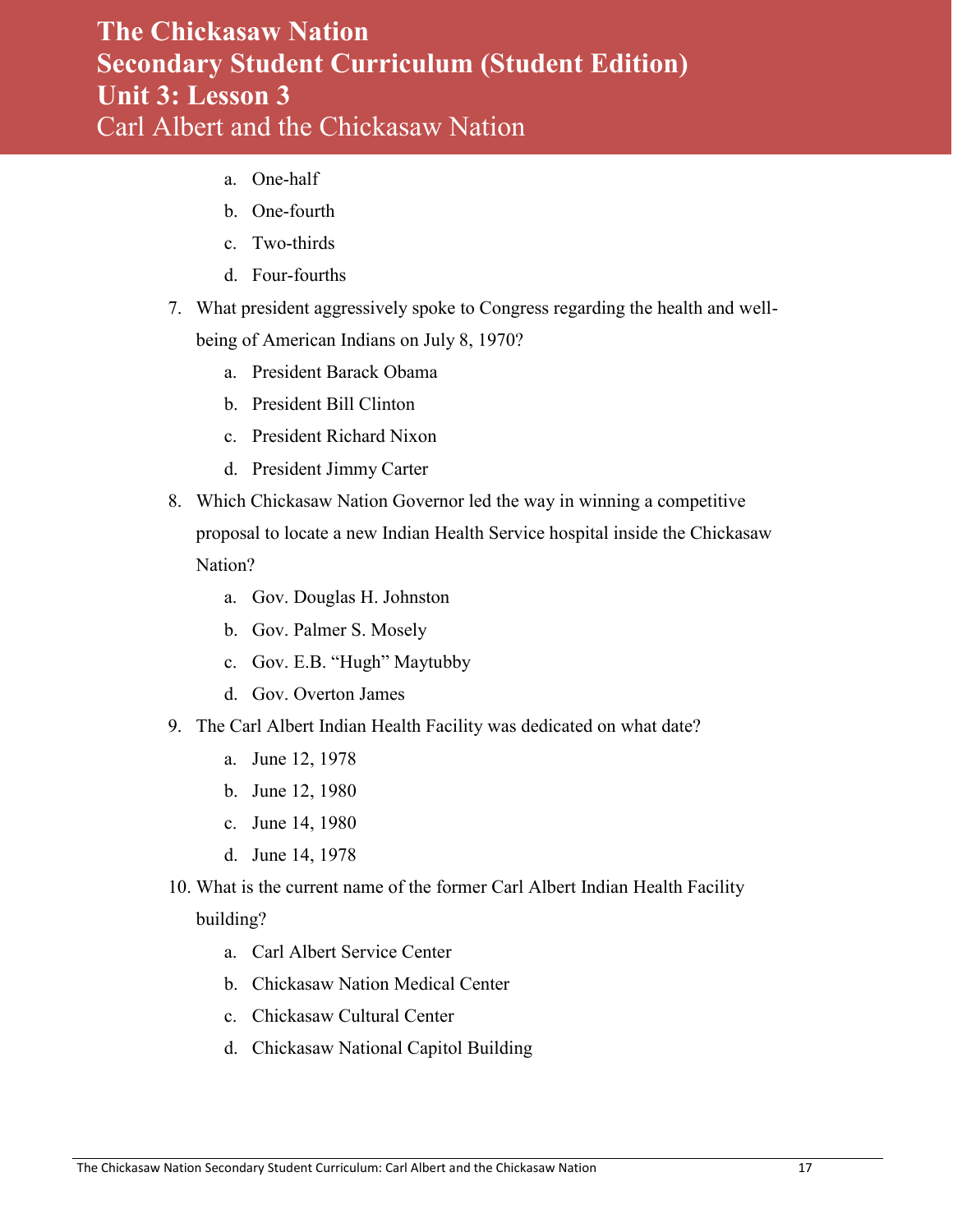a. One-half
   b. One-fourth
   c. Two-thirds
   d. Four-fourths

7. What president aggressively spoke to Congress regarding the health and well-being of American Indians on July 8, 1970?
   a. President Barack Obama
   b. President Bill Clinton
   c. President Richard Nixon
   d. President Jimmy Carter

8. Which Chickasaw Nation Governor led the way in winning a competitive proposal to locate a new Indian Health Service hospital inside the Chickasaw Nation?
   a. Gov. Douglas H. Johnston
   b. Gov. Palmer S. Mosely
   c. Gov. E.B. "Hugh" Maytubby
   d. Gov. Overton James

9. The Carl Albert Indian Health Facility was dedicated on what date?
   a. June 12, 1978
   b. June 12, 1980
   c. June 14, 1980
   d. June 14, 1978

10. What is the current name of the former Carl Albert Indian Health Facility building?
    a. Carl Albert Service Center
    b. Chickasaw Nation Medical Center
    c. Chickasaw Cultural Center
    d. Chickasaw National Capitol Building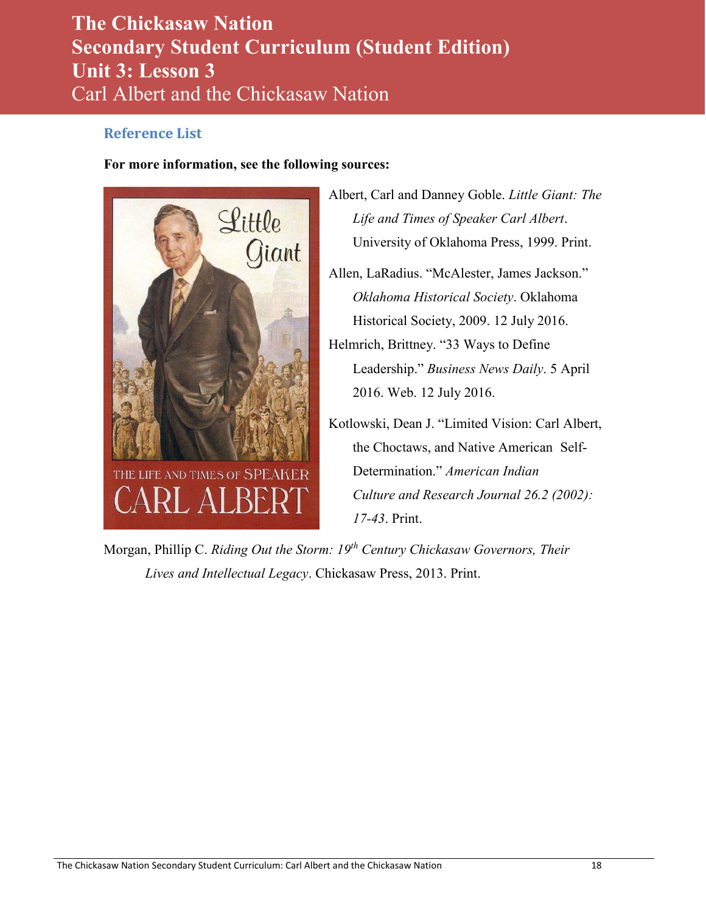# The Chickasaw Nation
# Secondary Student Curriculum (Student Edition)
# Unit 3: Lesson 3
## Carl Albert and the Chickasaw Nation

### Reference List

**For more information, see the following sources:**

Albert, Carl and Danney Goble. *Little Giant: The Life and Times of Speaker Carl Albert*. University of Oklahoma Press, 1999. Print.

Allen, LaRadius. "McAlester, James Jackson." *Oklahoma Historical Society*. Oklahoma Historical Society, 2009. 12 July 2016.

Helmrich, Brittney. "33 Ways to Define Leadership." *Business News Daily*. 5 April 2016. Web. 12 July 2016.

Kotlowski, Dean J. "Limited Vision: Carl Albert, the Choctaws, and Native American Self-Determination." *American Indian Culture and Research Journal 26.2 (2002): 17-43*. Print.

Morgan, Phillip C. *Riding Out the Storm: 19th Century Chickasaw Governors, Their Lives and Intellectual Legacy*. Chickasaw Press, 2013. Print.